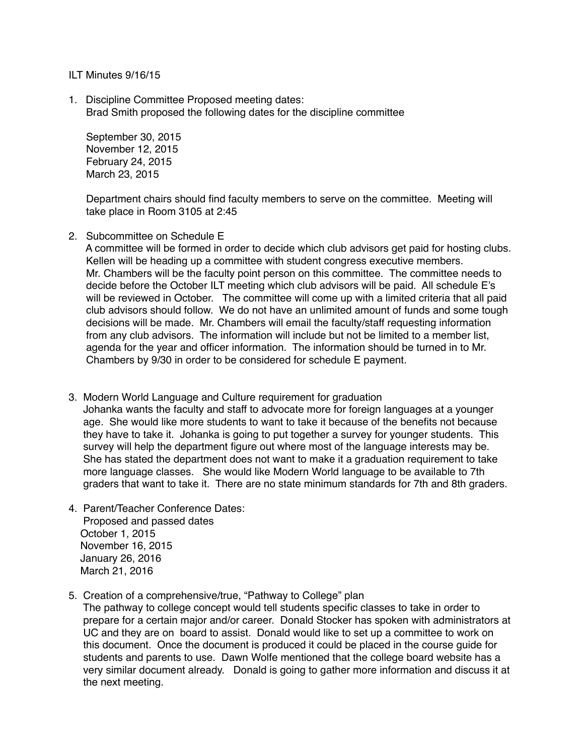ILT Minutes 9/16/15

1. Discipline Committee Proposed meeting dates:
   Brad Smith proposed the following dates for the discipline committee

   September 30, 2015
   November 12, 2015
   February 24, 2015
   March 23, 2015

   Department chairs should find faculty members to serve on the committee. Meeting will take place in Room 3105 at 2:45

2. Subcommittee on Schedule E
   A committee will be formed in order to decide which club advisors get paid for hosting clubs. Kellen will be heading up a committee with student congress executive members. Mr. Chambers will be the faculty point person on this committee. The committee needs to decide before the October ILT meeting which club advisors will be paid. All schedule E's will be reviewed in October. The committee will come up with a limited criteria that all paid club advisors should follow. We do not have an unlimited amount of funds and some tough decisions will be made. Mr. Chambers will email the faculty/staff requesting information from any club advisors. The information will include but not be limited to a member list, agenda for the year and officer information. The information should be turned in to Mr. Chambers by 9/30 in order to be considered for schedule E payment.

3. Modern World Language and Culture requirement for graduation
   Johanka wants the faculty and staff to advocate more for foreign languages at a younger age. She would like more students to want to take it because of the benefits not because they have to take it. Johanka is going to put together a survey for younger students. This survey will help the department figure out where most of the language interests may be. She has stated the department does not want to make it a graduation requirement to take more language classes. She would like Modern World language to be available to 7th graders that want to take it. There are no state minimum standards for 7th and 8th graders.

4. Parent/Teacher Conference Dates:
   Proposed and passed dates
   October 1, 2015
   November 16, 2015
   January 26, 2016
   March 21, 2016

5. Creation of a comprehensive/true, "Pathway to College" plan
   The pathway to college concept would tell students specific classes to take in order to prepare for a certain major and/or career. Donald Stocker has spoken with administrators at UC and they are on board to assist. Donald would like to set up a committee to work on this document. Once the document is produced it could be placed in the course guide for students and parents to use. Dawn Wolfe mentioned that the college board website has a very similar document already. Donald is going to gather more information and discuss it at the next meeting.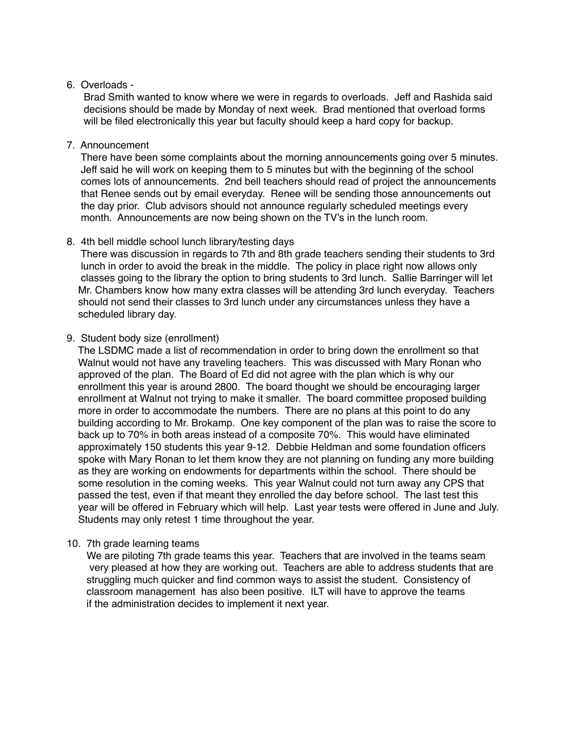6. Overloads -

   Brad Smith wanted to know where we were in regards to overloads. Jeff and Rashida said decisions should be made by Monday of next week. Brad mentioned that overload forms will be filed electronically this year but faculty should keep a hard copy for backup.

7. Announcement

   There have been some complaints about the morning announcements going over 5 minutes. Jeff said he will work on keeping them to 5 minutes but with the beginning of the school comes lots of announcements. 2nd bell teachers should read of project the announcements that Renee sends out by email everyday. Renee will be sending those announcements out the day prior. Club advisors should not announce regularly scheduled meetings every month. Announcements are now being shown on the TV's in the lunch room.

8. 4th bell middle school lunch library/testing days

   There was discussion in regards to 7th and 8th grade teachers sending their students to 3rd lunch in order to avoid the break in the middle. The policy in place right now allows only classes going to the library the option to bring students to 3rd lunch. Sallie Barringer will let Mr. Chambers know how many extra classes will be attending 3rd lunch everyday. Teachers should not send their classes to 3rd lunch under any circumstances unless they have a scheduled library day.

9. Student body size (enrollment)

   The LSDMC made a list of recommendation in order to bring down the enrollment so that Walnut would not have any traveling teachers. This was discussed with Mary Ronan who approved of the plan. The Board of Ed did not agree with the plan which is why our enrollment this year is around 2800. The board thought we should be encouraging larger enrollment at Walnut not trying to make it smaller. The board committee proposed building more in order to accommodate the numbers. There are no plans at this point to do any building according to Mr. Brokamp. One key component of the plan was to raise the score to back up to 70% in both areas instead of a composite 70%. This would have eliminated approximately 150 students this year 9-12. Debbie Heldman and some foundation officers spoke with Mary Ronan to let them know they are not planning on funding any more building as they are working on endowments for departments within the school. There should be some resolution in the coming weeks. This year Walnut could not turn away any CPS that passed the test, even if that meant they enrolled the day before school. The last test this year will be offered in February which will help. Last year tests were offered in June and July. Students may only retest 1 time throughout the year.

10. 7th grade learning teams

    We are piloting 7th grade teams this year. Teachers that are involved in the teams seam very pleased at how they are working out. Teachers are able to address students that are struggling much quicker and find common ways to assist the student. Consistency of classroom management has also been positive. ILT will have to approve the teams if the administration decides to implement it next year.